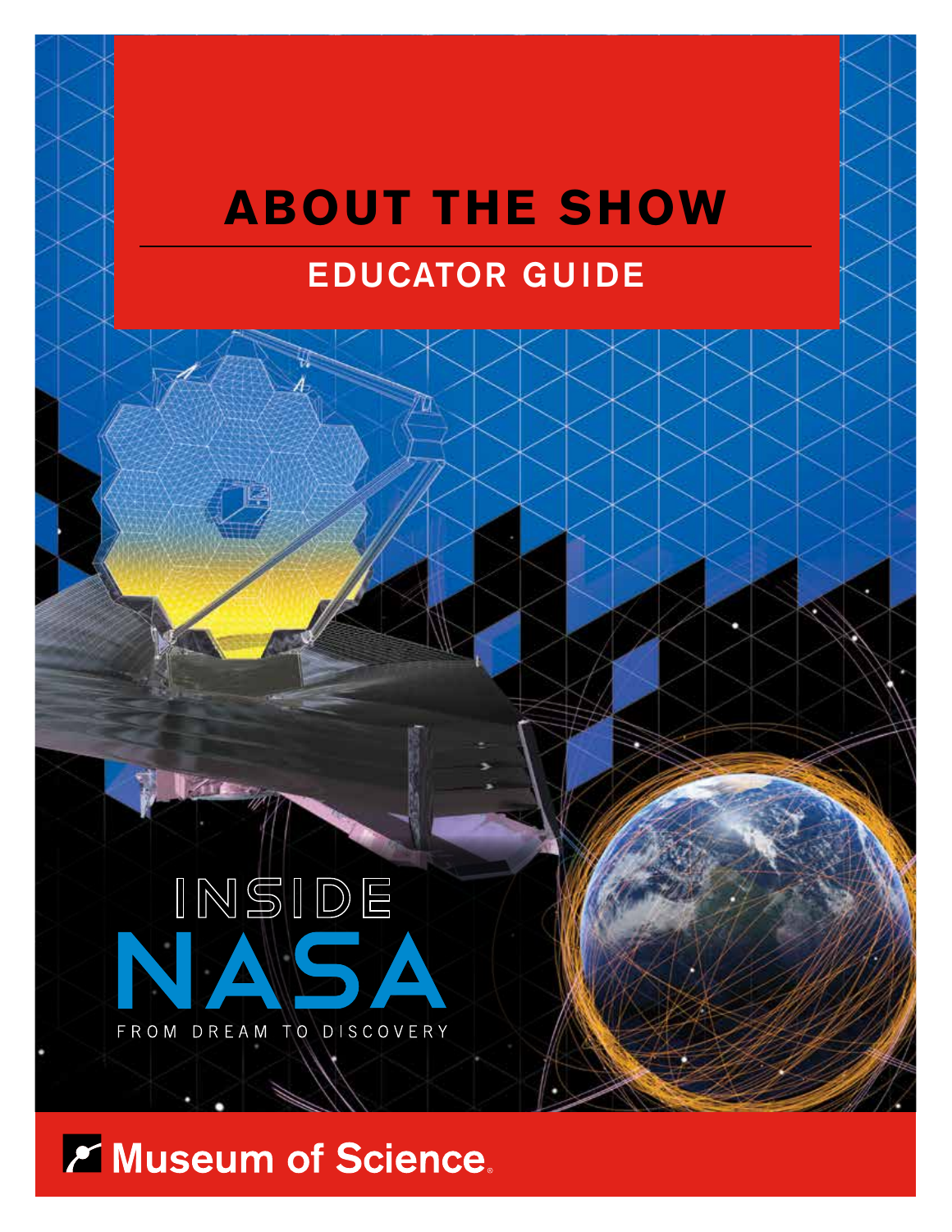# ABOUT THE SHOW

## EDUCATOR GUIDE

INSIDE

NASA

FROM DREAM TO DISCOVERY

Museum of Science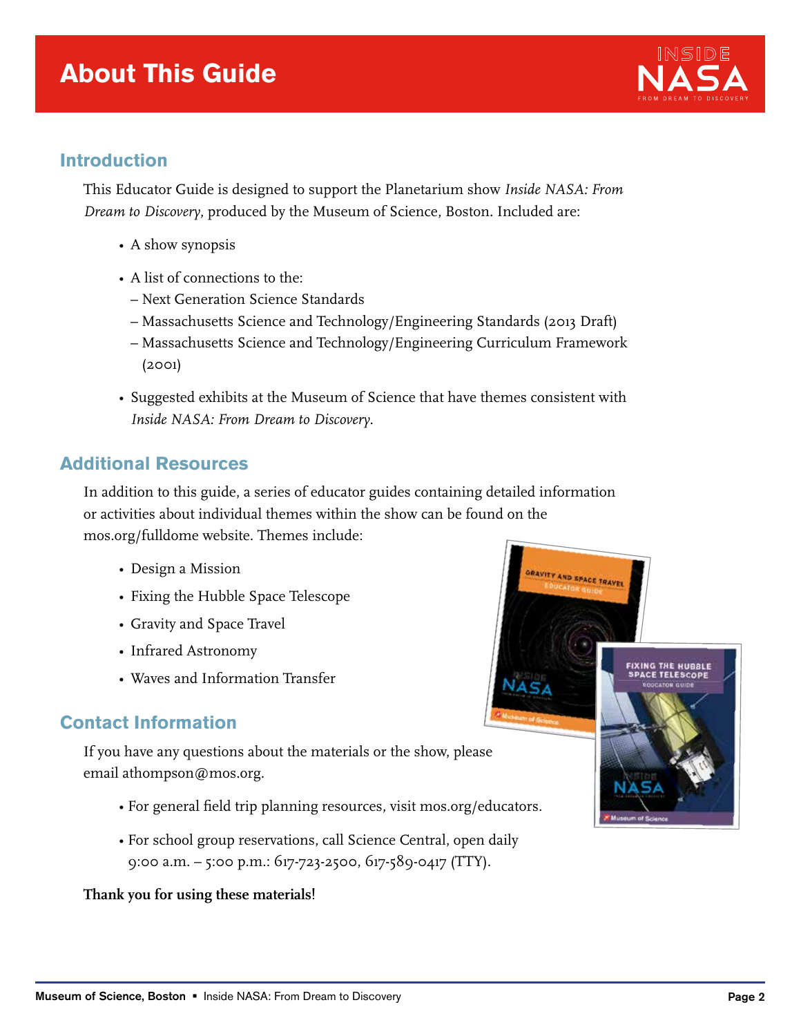# About This Guide

## Introduction

This Educator Guide is designed to support the Planetarium show *Inside NASA: From Dream to Discovery*, produced by the Museum of Science, Boston. Included are:

- A show synopsis
- A list of connections to the:
  - Next Generation Science Standards
  - Massachusetts Science and Technology/Engineering Standards (2013 Draft)
  - Massachusetts Science and Technology/Engineering Curriculum Framework (2001)
- Suggested exhibits at the Museum of Science that have themes consistent with *Inside NASA: From Dream to Discovery*.

## Additional Resources

In addition to this guide, a series of educator guides containing detailed information or activities about individual themes within the show can be found on the mos.org/fulldome website. Themes include:

- Design a Mission
- Fixing the Hubble Space Telescope
- Gravity and Space Travel
- Infrared Astronomy
- Waves and Information Transfer

## Contact Information

If you have any questions about the materials or the show, please email athompson@mos.org.

- For general field trip planning resources, visit mos.org/educators.
- For school group reservations, call Science Central, open daily 9:00 a.m. – 5:00 p.m.: 617-723-2500, 617-589-0417 (TTY).

**Thank you for using these materials!**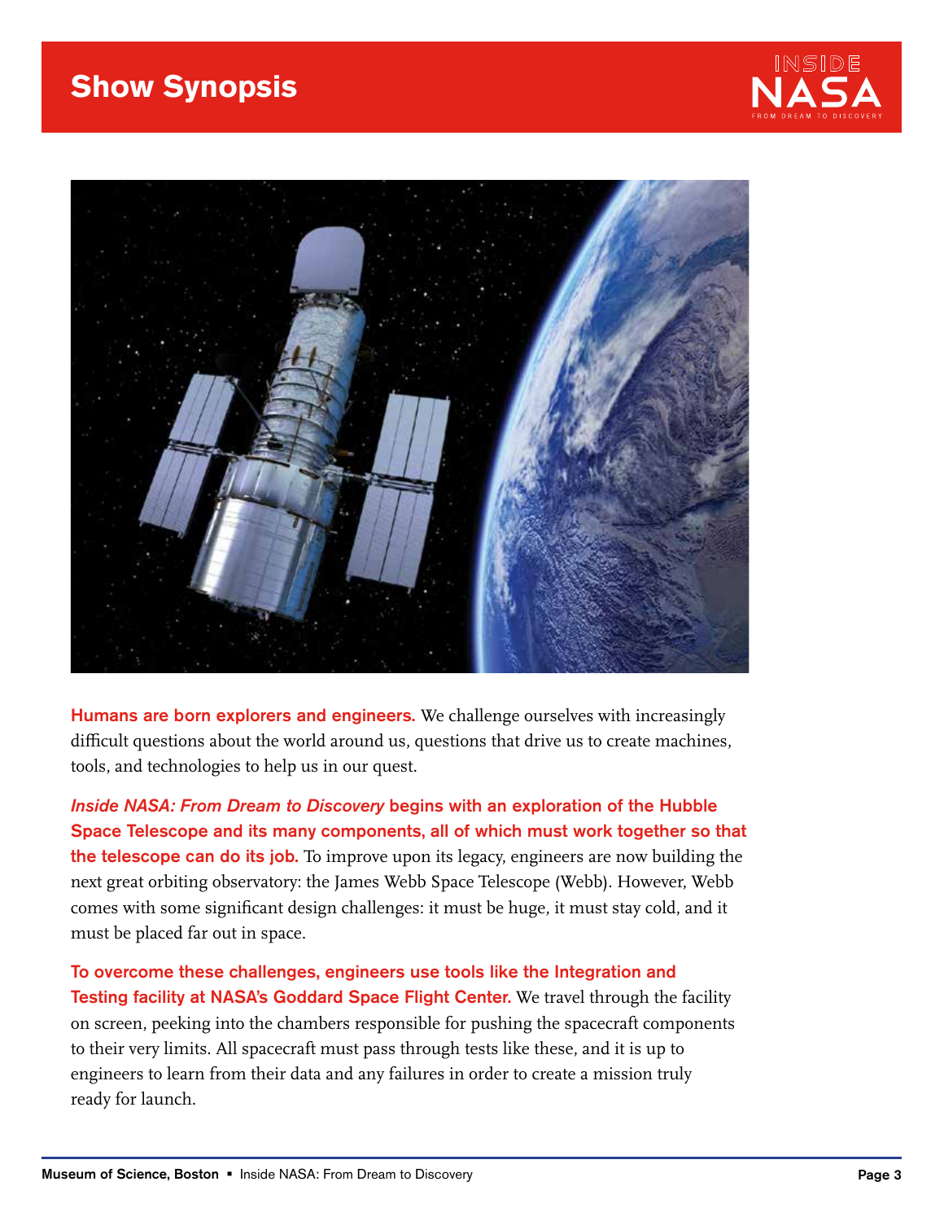# Show Synopsis

**Humans are born explorers and engineers.** We challenge ourselves with increasingly difficult questions about the world around us, questions that drive us to create machines, tools, and technologies to help us in our quest.

***Inside NASA: From Dream to Discovery* begins with an exploration of the Hubble Space Telescope and its many components, all of which must work together so that the telescope can do its job.** To improve upon its legacy, engineers are now building the next great orbiting observatory: the James Webb Space Telescope (Webb). However, Webb comes with some significant design challenges: it must be huge, it must stay cold, and it must be placed far out in space.

**To overcome these challenges, engineers use tools like the Integration and Testing facility at NASA's Goddard Space Flight Center.** We travel through the facility on screen, peeking into the chambers responsible for pushing the spacecraft components to their very limits. All spacecraft must pass through tests like these, and it is up to engineers to learn from their data and any failures in order to create a mission truly ready for launch.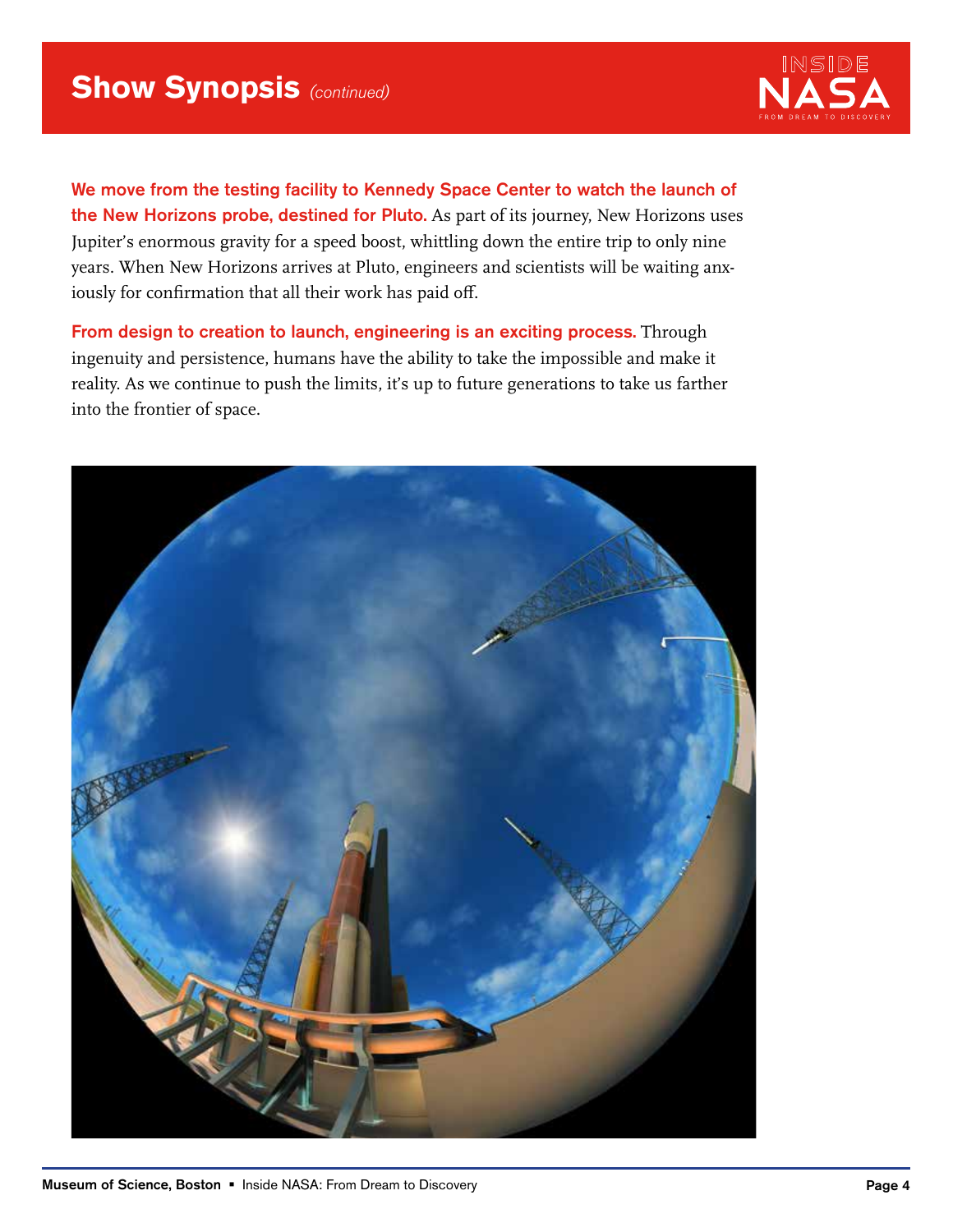## Show Synopsis *(continued)*

**We move from the testing facility to Kennedy Space Center to watch the launch of the New Horizons probe, destined for Pluto.** As part of its journey, New Horizons uses Jupiter's enormous gravity for a speed boost, whittling down the entire trip to only nine years. When New Horizons arrives at Pluto, engineers and scientists will be waiting anxiously for confirmation that all their work has paid off.

**From design to creation to launch, engineering is an exciting process.** Through ingenuity and persistence, humans have the ability to take the impossible and make it reality. As we continue to push the limits, it's up to future generations to take us farther into the frontier of space.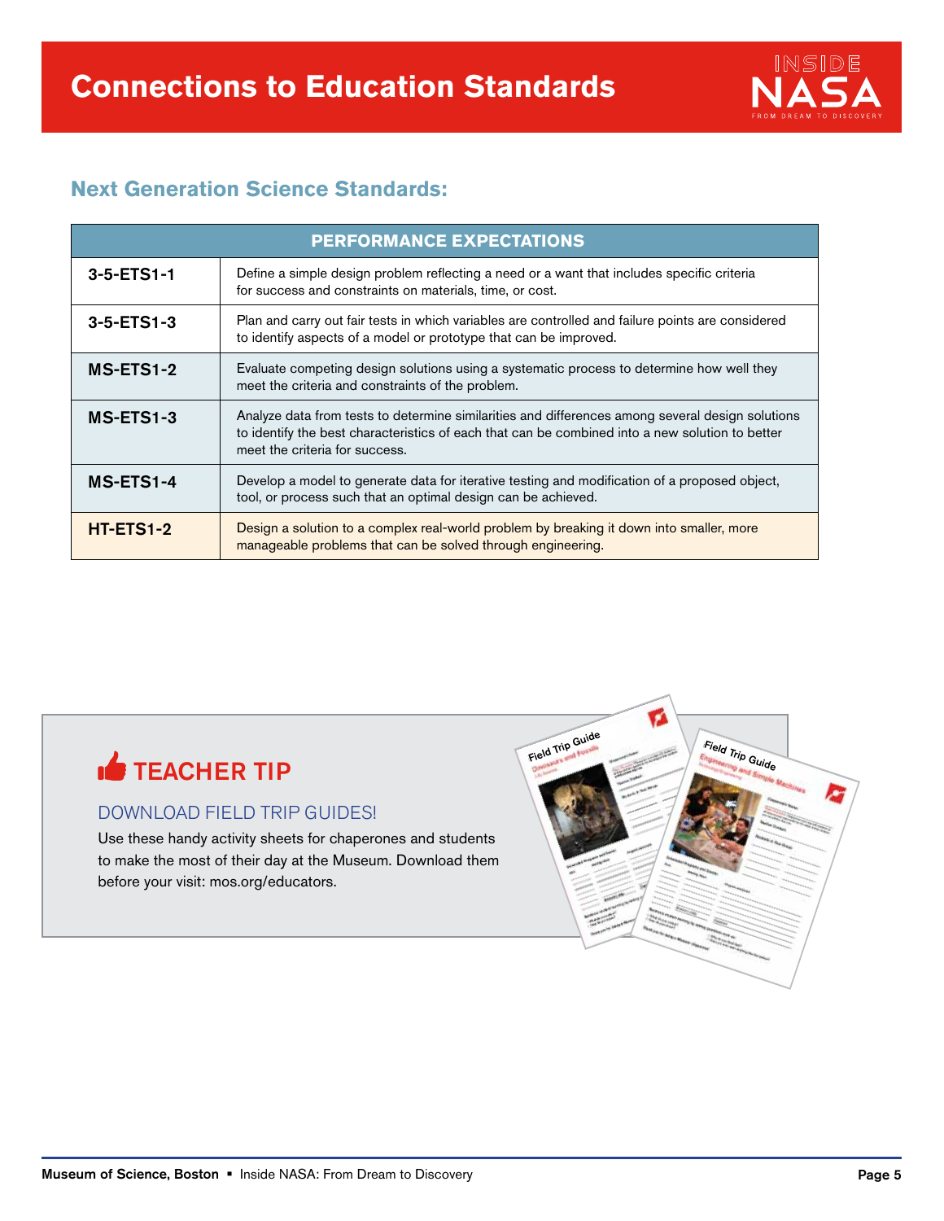# Connections to Education Standards

## Next Generation Science Standards:

| PERFORMANCE EXPECTATIONS | |
|---|---|
| **3-5-ETS1-1** | Define a simple design problem reflecting a need or a want that includes specific criteria for success and constraints on materials, time, or cost. |
| **3-5-ETS1-3** | Plan and carry out fair tests in which variables are controlled and failure points are considered to identify aspects of a model or prototype that can be improved. |
| **MS-ETS1-2** | Evaluate competing design solutions using a systematic process to determine how well they meet the criteria and constraints of the problem. |
| **MS-ETS1-3** | Analyze data from tests to determine similarities and differences among several design solutions to identify the best characteristics of each that can be combined into a new solution to better meet the criteria for success. |
| **MS-ETS1-4** | Develop a model to generate data for iterative testing and modification of a proposed object, tool, or process such that an optimal design can be achieved. |
| **HT-ETS1-2** | Design a solution to a complex real-world problem by breaking it down into smaller, more manageable problems that can be solved through engineering. |

## TEACHER TIP

### DOWNLOAD FIELD TRIP GUIDES!

Use these handy activity sheets for chaperones and students to make the most of their day at the Museum. Download them before your visit: mos.org/educators.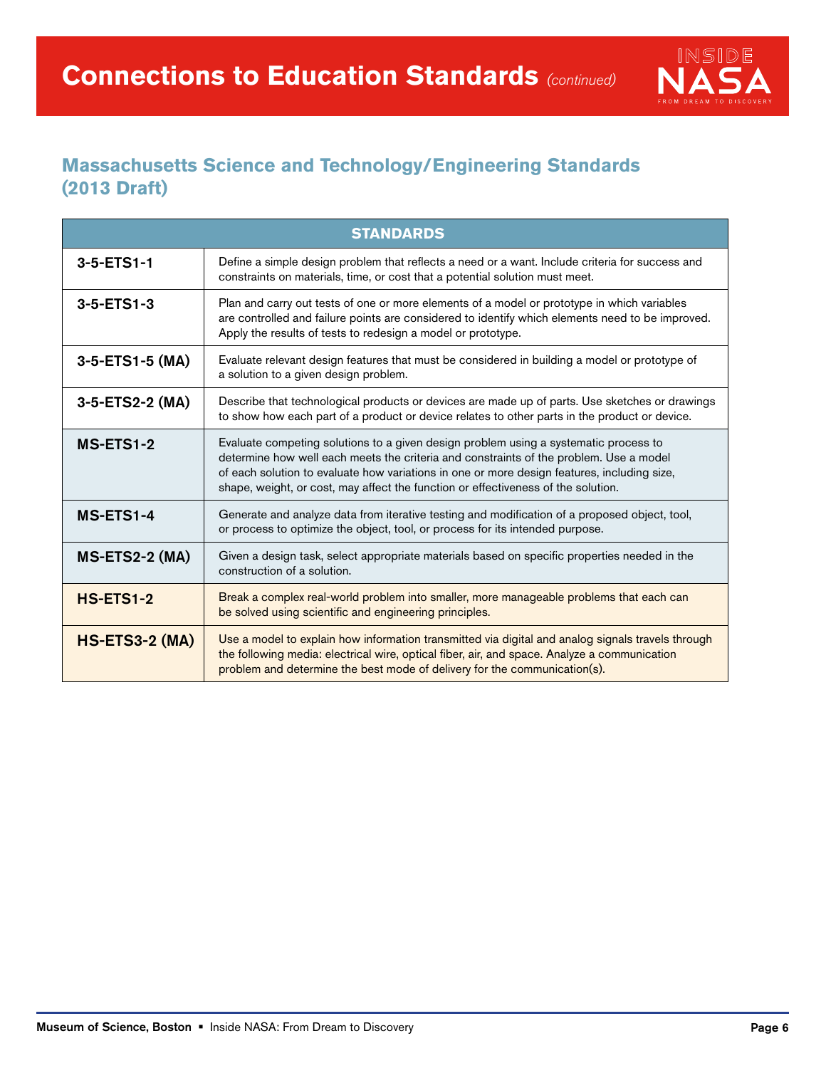# Connections to Education Standards *(continued)*

## Massachusetts Science and Technology/Engineering Standards (2013 Draft)

| STANDARDS | |
|---|---|
| **3-5-ETS1-1** | Define a simple design problem that reflects a need or a want. Include criteria for success and constraints on materials, time, or cost that a potential solution must meet. |
| **3-5-ETS1-3** | Plan and carry out tests of one or more elements of a model or prototype in which variables are controlled and failure points are considered to identify which elements need to be improved. Apply the results of tests to redesign a model or prototype. |
| **3-5-ETS1-5 (MA)** | Evaluate relevant design features that must be considered in building a model or prototype of a solution to a given design problem. |
| **3-5-ETS2-2 (MA)** | Describe that technological products or devices are made up of parts. Use sketches or drawings to show how each part of a product or device relates to other parts in the product or device. |
| **MS-ETS1-2** | Evaluate competing solutions to a given design problem using a systematic process to determine how well each meets the criteria and constraints of the problem. Use a model of each solution to evaluate how variations in one or more design features, including size, shape, weight, or cost, may affect the function or effectiveness of the solution. |
| **MS-ETS1-4** | Generate and analyze data from iterative testing and modification of a proposed object, tool, or process to optimize the object, tool, or process for its intended purpose. |
| **MS-ETS2-2 (MA)** | Given a design task, select appropriate materials based on specific properties needed in the construction of a solution. |
| **HS-ETS1-2** | Break a complex real-world problem into smaller, more manageable problems that each can be solved using scientific and engineering principles. |
| **HS-ETS3-2 (MA)** | Use a model to explain how information transmitted via digital and analog signals travels through the following media: electrical wire, optical fiber, air, and space. Analyze a communication problem and determine the best mode of delivery for the communication(s). |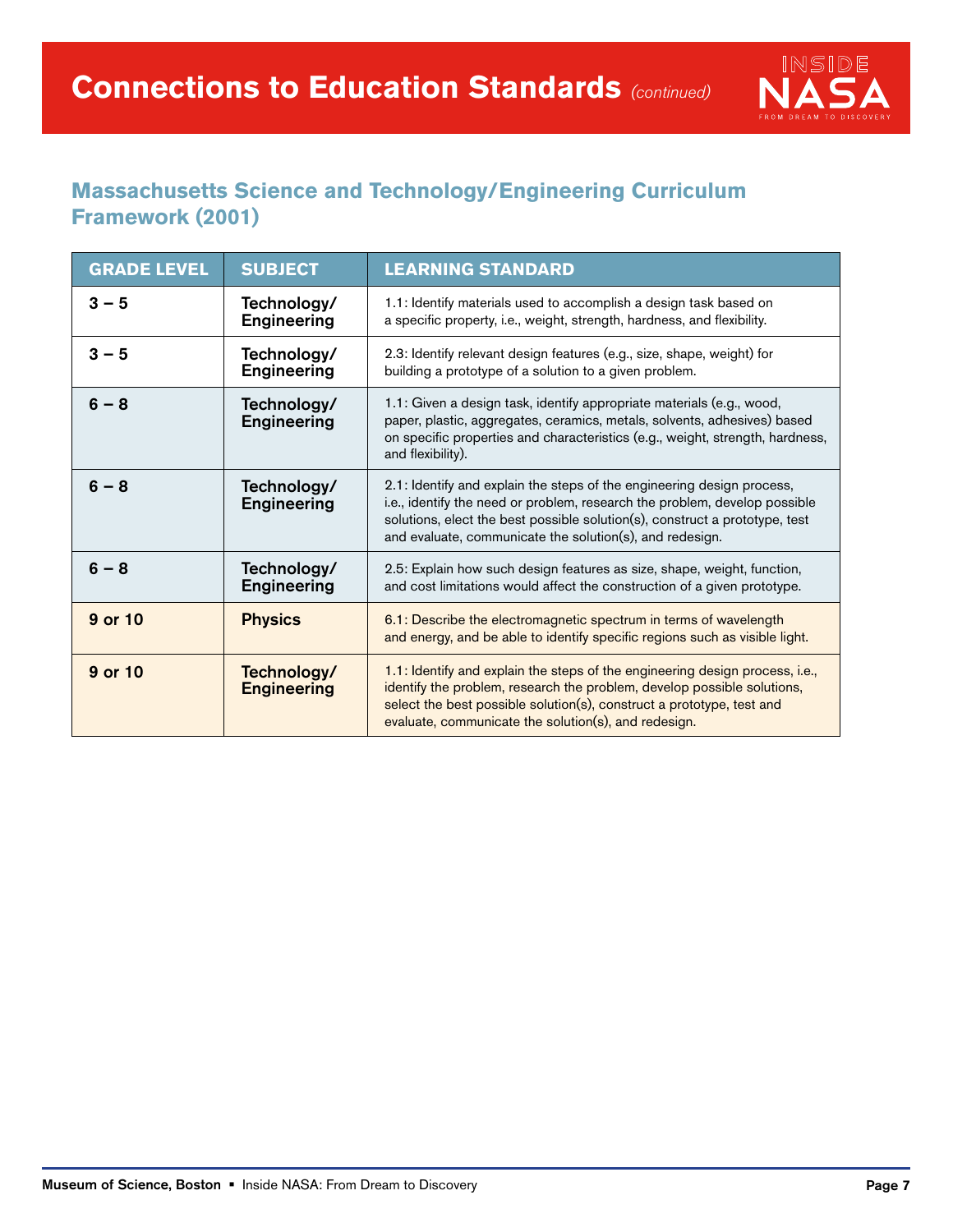# Connections to Education Standards *(continued)*

## Massachusetts Science and Technology/Engineering Curriculum Framework (2001)

| GRADE LEVEL | SUBJECT | LEARNING STANDARD |
|---|---|---|
| **3 – 5** | **Technology/ Engineering** | 1.1: Identify materials used to accomplish a design task based on a specific property, i.e., weight, strength, hardness, and flexibility. |
| **3 – 5** | **Technology/ Engineering** | 2.3: Identify relevant design features (e.g., size, shape, weight) for building a prototype of a solution to a given problem. |
| **6 – 8** | **Technology/ Engineering** | 1.1: Given a design task, identify appropriate materials (e.g., wood, paper, plastic, aggregates, ceramics, metals, solvents, adhesives) based on specific properties and characteristics (e.g., weight, strength, hardness, and flexibility). |
| **6 – 8** | **Technology/ Engineering** | 2.1: Identify and explain the steps of the engineering design process, i.e., identify the need or problem, research the problem, develop possible solutions, elect the best possible solution(s), construct a prototype, test and evaluate, communicate the solution(s), and redesign. |
| **6 – 8** | **Technology/ Engineering** | 2.5: Explain how such design features as size, shape, weight, function, and cost limitations would affect the construction of a given prototype. |
| **9 or 10** | **Physics** | 6.1: Describe the electromagnetic spectrum in terms of wavelength and energy, and be able to identify specific regions such as visible light. |
| **9 or 10** | **Technology/ Engineering** | 1.1: Identify and explain the steps of the engineering design process, i.e., identify the problem, research the problem, develop possible solutions, select the best possible solution(s), construct a prototype, test and evaluate, communicate the solution(s), and redesign. |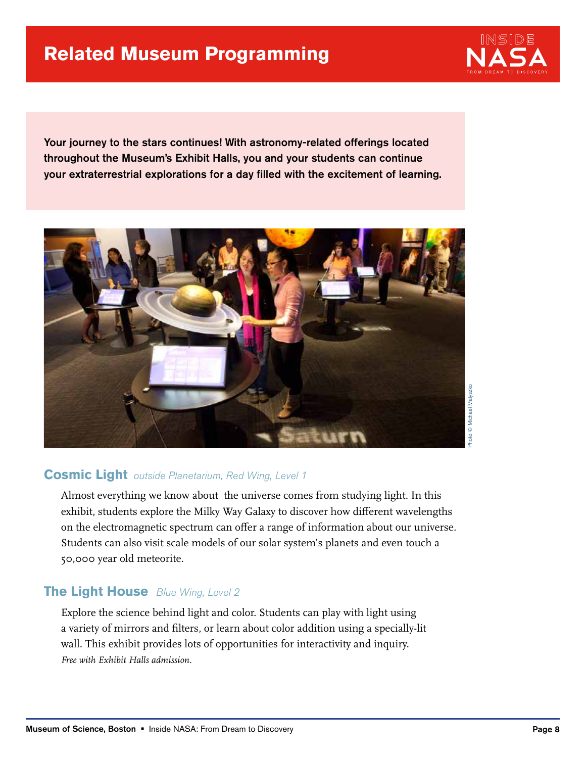# Related Museum Programming

**Your journey to the stars continues! With astronomy-related offerings located throughout the Museum's Exhibit Halls, you and your students can continue your extraterrestrial explorations for a day filled with the excitement of learning.**

Photo © Michael Malyszko

## Cosmic Light *outside Planetarium, Red Wing, Level 1*

Almost everything we know about the universe comes from studying light. In this exhibit, students explore the Milky Way Galaxy to discover how different wavelengths on the electromagnetic spectrum can offer a range of information about our universe. Students can also visit scale models of our solar system's planets and even touch a 50,000 year old meteorite.

## The Light House *Blue Wing, Level 2*

Explore the science behind light and color. Students can play with light using a variety of mirrors and filters, or learn about color addition using a specially-lit wall. This exhibit provides lots of opportunities for interactivity and inquiry.
*Free with Exhibit Halls admission.*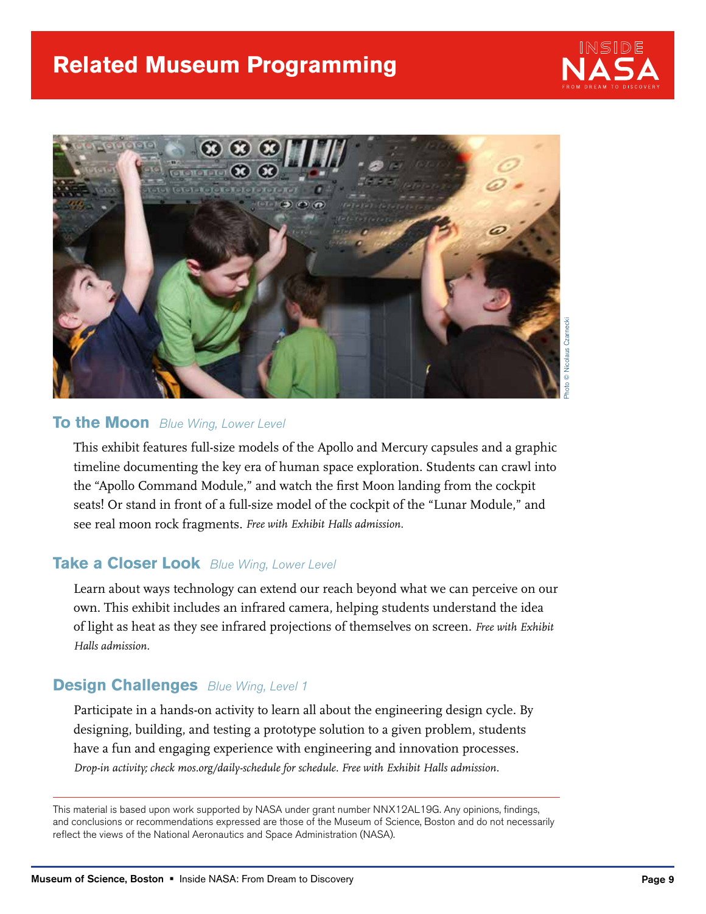# Related Museum Programming

Photo © Nicolaus Czarnecki

## To the Moon *Blue Wing, Lower Level*

This exhibit features full-size models of the Apollo and Mercury capsules and a graphic timeline documenting the key era of human space exploration. Students can crawl into the "Apollo Command Module," and watch the first Moon landing from the cockpit seats! Or stand in front of a full-size model of the cockpit of the "Lunar Module," and see real moon rock fragments. *Free with Exhibit Halls admission.*

## Take a Closer Look *Blue Wing, Lower Level*

Learn about ways technology can extend our reach beyond what we can perceive on our own. This exhibit includes an infrared camera, helping students understand the idea of light as heat as they see infrared projections of themselves on screen. *Free with Exhibit Halls admission.*

## Design Challenges *Blue Wing, Level 1*

Participate in a hands-on activity to learn all about the engineering design cycle. By designing, building, and testing a prototype solution to a given problem, students have a fun and engaging experience with engineering and innovation processes. *Drop-in activity; check mos.org/daily-schedule for schedule. Free with Exhibit Halls admission.*

---

This material is based upon work supported by NASA under grant number NNX12AL19G. Any opinions, findings, and conclusions or recommendations expressed are those of the Museum of Science, Boston and do not necessarily reflect the views of the National Aeronautics and Space Administration (NASA).